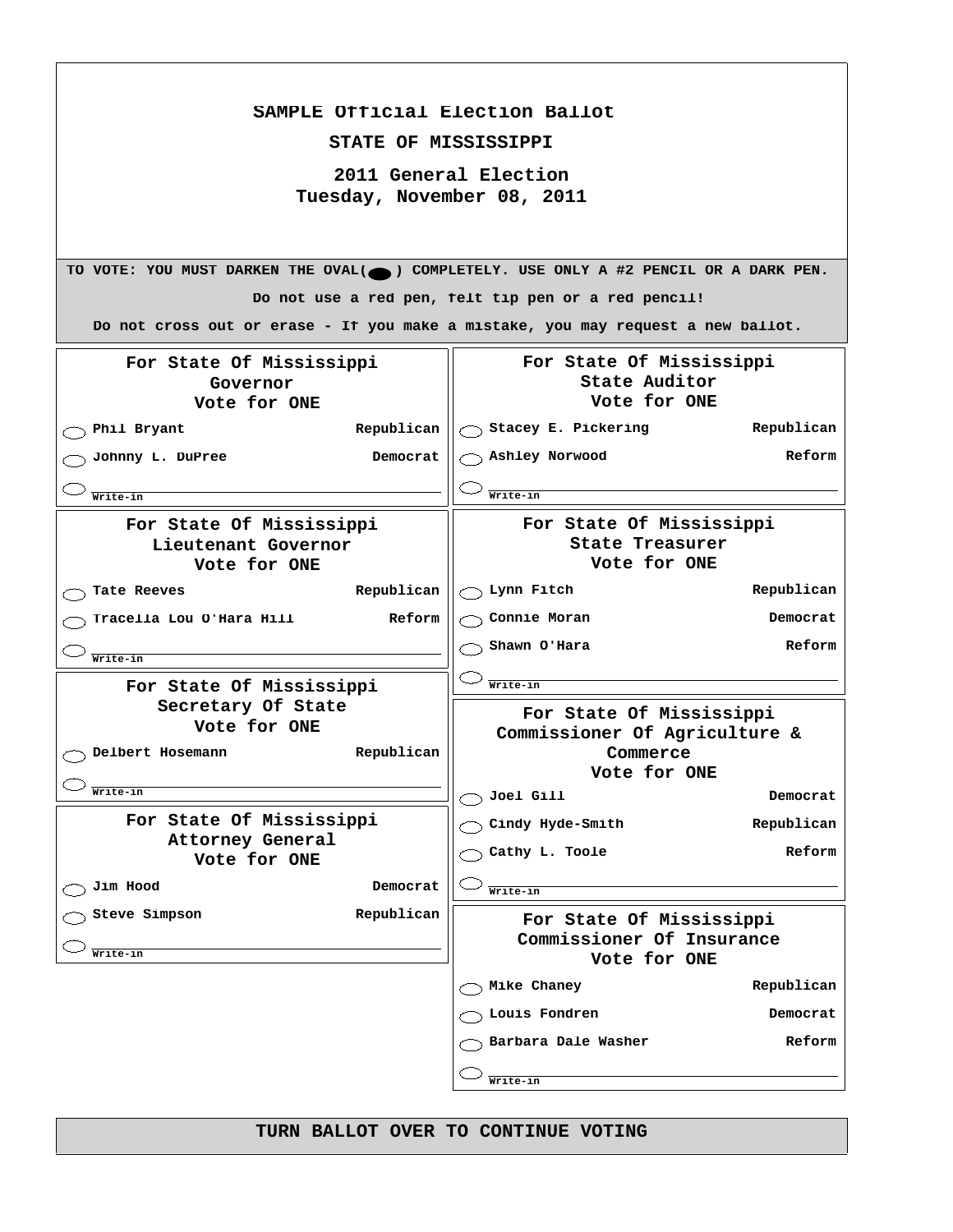# SAMPLE Official Election Ballot

## STATE OF MISSISSIPPI

### 2011 General Election
### Tuesday, November 08, 2011

**TO VOTE: YOU MUST DARKEN THE OVAL(⬬) COMPLETELY. USE ONLY A #2 PENCIL OR A DARK PEN.**

**Do not use a red pen, felt tip pen or a red pencil!**

**Do not cross out or erase - If you make a mistake, you may request a new ballot.**

---

**For State Of Mississippi**
**Governor**
**Vote for ONE**

| Candidate | Party |
|---|---|
| ◯ Phil Bryant | Republican |
| ◯ Johnny L. DuPree | Democrat |
| ◯ Write-in ________ | |

**For State Of Mississippi**
**Lieutenant Governor**
**Vote for ONE**

| Candidate | Party |
|---|---|
| ◯ Tate Reeves | Republican |
| ◯ Tracella Lou O'Hara Hill | Reform |
| ◯ Write-in ________ | |

**For State Of Mississippi**
**Secretary Of State**
**Vote for ONE**

| Candidate | Party |
|---|---|
| ◯ Delbert Hosemann | Republican |
| ◯ Write-in ________ | |

**For State Of Mississippi**
**Attorney General**
**Vote for ONE**

| Candidate | Party |
|---|---|
| ◯ Jim Hood | Democrat |
| ◯ Steve Simpson | Republican |
| ◯ Write-in ________ | |

**For State Of Mississippi**
**State Auditor**
**Vote for ONE**

| Candidate | Party |
|---|---|
| ◯ Stacey E. Pickering | Republican |
| ◯ Ashley Norwood | Reform |
| ◯ Write-in ________ | |

**For State Of Mississippi**
**State Treasurer**
**Vote for ONE**

| Candidate | Party |
|---|---|
| ◯ Lynn Fitch | Republican |
| ◯ Connie Moran | Democrat |
| ◯ Shawn O'Hara | Reform |
| ◯ Write-in ________ | |

**For State Of Mississippi**
**Commissioner Of Agriculture & Commerce**
**Vote for ONE**

| Candidate | Party |
|---|---|
| ◯ Joel Gill | Democrat |
| ◯ Cindy Hyde-Smith | Republican |
| ◯ Cathy L. Toole | Reform |
| ◯ Write-in ________ | |

**For State Of Mississippi**
**Commissioner Of Insurance**
**Vote for ONE**

| Candidate | Party |
|---|---|
| ◯ Mike Chaney | Republican |
| ◯ Louis Fondren | Democrat |
| ◯ Barbara Dale Washer | Reform |
| ◯ Write-in ________ | |

---

**TURN BALLOT OVER TO CONTINUE VOTING**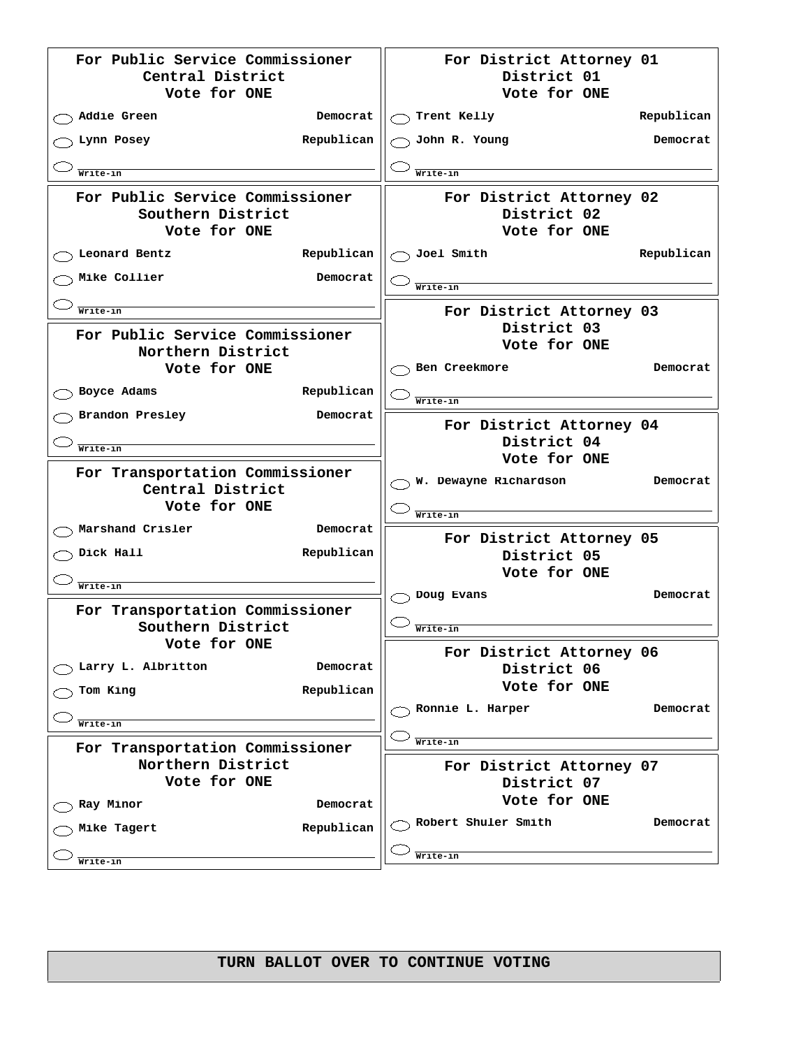**For Public Service Commissioner**
**Central District**
**Vote for ONE**

- ◯ Addie Green — Democrat
- ◯ Lynn Posey — Republican
- ◯ Write-in ____________

**For Public Service Commissioner**
**Southern District**
**Vote for ONE**

- ◯ Leonard Bentz — Republican
- ◯ Mike Collier — Democrat
- ◯ Write-in ____________

**For Public Service Commissioner**
**Northern District**
**Vote for ONE**

- ◯ Boyce Adams — Republican
- ◯ Brandon Presley — Democrat
- ◯ Write-in ____________

**For Transportation Commissioner**
**Central District**
**Vote for ONE**

- ◯ Marshand Crisler — Democrat
- ◯ Dick Hall — Republican
- ◯ Write-in ____________

**For Transportation Commissioner**
**Southern District**
**Vote for ONE**

- ◯ Larry L. Albritton — Democrat
- ◯ Tom King — Republican
- ◯ Write-in ____________

**For Transportation Commissioner**
**Northern District**
**Vote for ONE**

- ◯ Ray Minor — Democrat
- ◯ Mike Tagert — Republican
- ◯ Write-in ____________

**For District Attorney 01**
**District 01**
**Vote for ONE**

- ◯ Trent Kelly — Republican
- ◯ John R. Young — Democrat
- ◯ Write-in ____________

**For District Attorney 02**
**District 02**
**Vote for ONE**

- ◯ Joel Smith — Republican
- ◯ Write-in ____________

**For District Attorney 03**
**District 03**
**Vote for ONE**

- ◯ Ben Creekmore — Democrat
- ◯ Write-in ____________

**For District Attorney 04**
**District 04**
**Vote for ONE**

- ◯ W. Dewayne Richardson — Democrat
- ◯ Write-in ____________

**For District Attorney 05**
**District 05**
**Vote for ONE**

- ◯ Doug Evans — Democrat
- ◯ Write-in ____________

**For District Attorney 06**
**District 06**
**Vote for ONE**

- ◯ Ronnie L. Harper — Democrat
- ◯ Write-in ____________

**For District Attorney 07**
**District 07**
**Vote for ONE**

- ◯ Robert Shuler Smith — Democrat
- ◯ Write-in ____________

**TURN BALLOT OVER TO CONTINUE VOTING**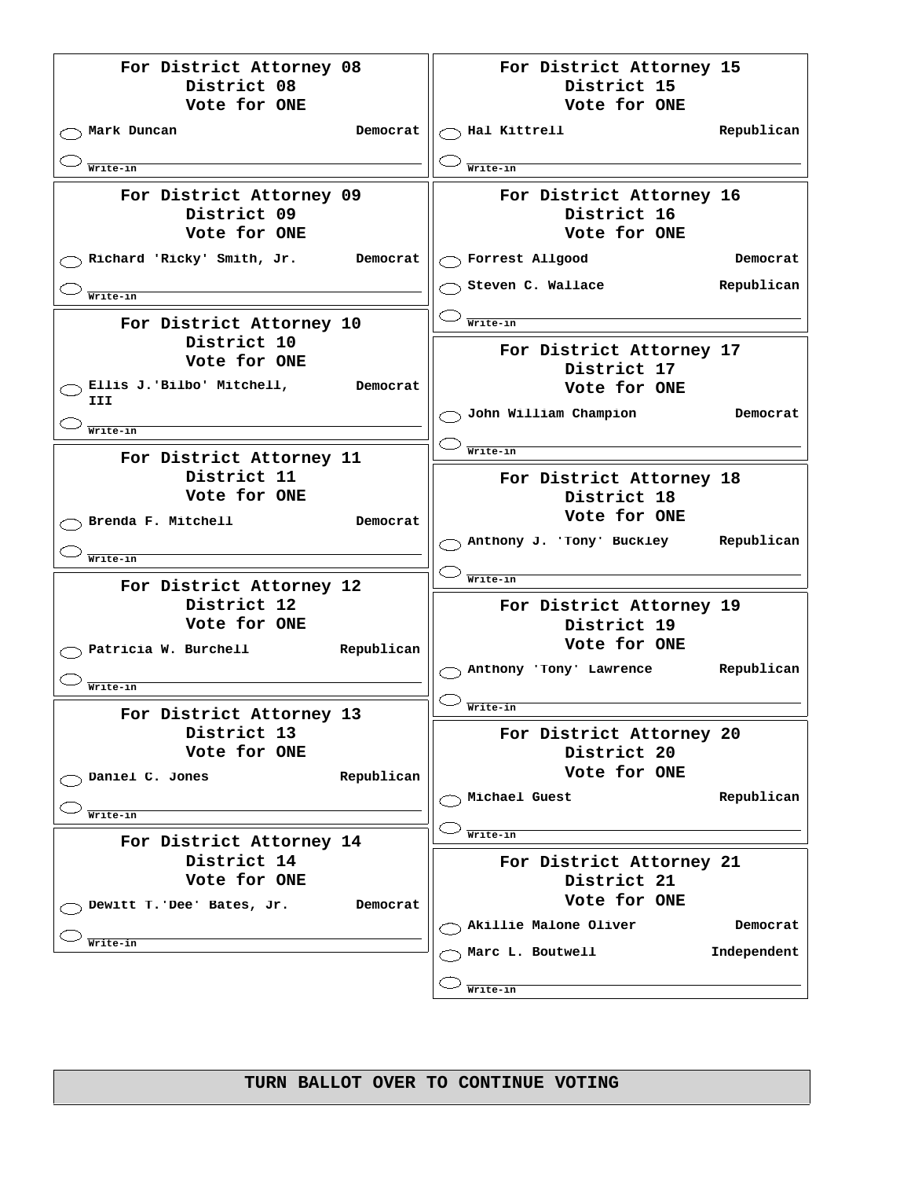## For District Attorney 08
**District 08**
**Vote for ONE**

- ◯ Mark Duncan — Democrat
- ◯ Write-in ________________

## For District Attorney 09
**District 09**
**Vote for ONE**

- ◯ Richard 'Ricky' Smith, Jr. — Democrat
- ◯ Write-in ________________

## For District Attorney 10
**District 10**
**Vote for ONE**

- ◯ Ellis J.'Bilbo' Mitchell, III — Democrat
- ◯ Write-in ________________

## For District Attorney 11
**District 11**
**Vote for ONE**

- ◯ Brenda F. Mitchell — Democrat
- ◯ Write-in ________________

## For District Attorney 12
**District 12**
**Vote for ONE**

- ◯ Patricia W. Burchell — Republican
- ◯ Write-in ________________

## For District Attorney 13
**District 13**
**Vote for ONE**

- ◯ Daniel C. Jones — Republican
- ◯ Write-in ________________

## For District Attorney 14
**District 14**
**Vote for ONE**

- ◯ Dewitt T.'Dee' Bates, Jr. — Democrat
- ◯ Write-in ________________

## For District Attorney 15
**District 15**
**Vote for ONE**

- ◯ Hal Kittrell — Republican
- ◯ Write-in ________________

## For District Attorney 16
**District 16**
**Vote for ONE**

- ◯ Forrest Allgood — Democrat
- ◯ Steven C. Wallace — Republican
- ◯ Write-in ________________

## For District Attorney 17
**District 17**
**Vote for ONE**

- ◯ John William Champion — Democrat
- ◯ Write-in ________________

## For District Attorney 18
**District 18**
**Vote for ONE**

- ◯ Anthony J. 'Tony' Buckley — Republican
- ◯ Write-in ________________

## For District Attorney 19
**District 19**
**Vote for ONE**

- ◯ Anthony 'Tony' Lawrence — Republican
- ◯ Write-in ________________

## For District Attorney 20
**District 20**
**Vote for ONE**

- ◯ Michael Guest — Republican
- ◯ Write-in ________________

## For District Attorney 21
**District 21**
**Vote for ONE**

- ◯ Akillie Malone Oliver — Democrat
- ◯ Marc L. Boutwell — Independent
- ◯ Write-in ________________

**TURN BALLOT OVER TO CONTINUE VOTING**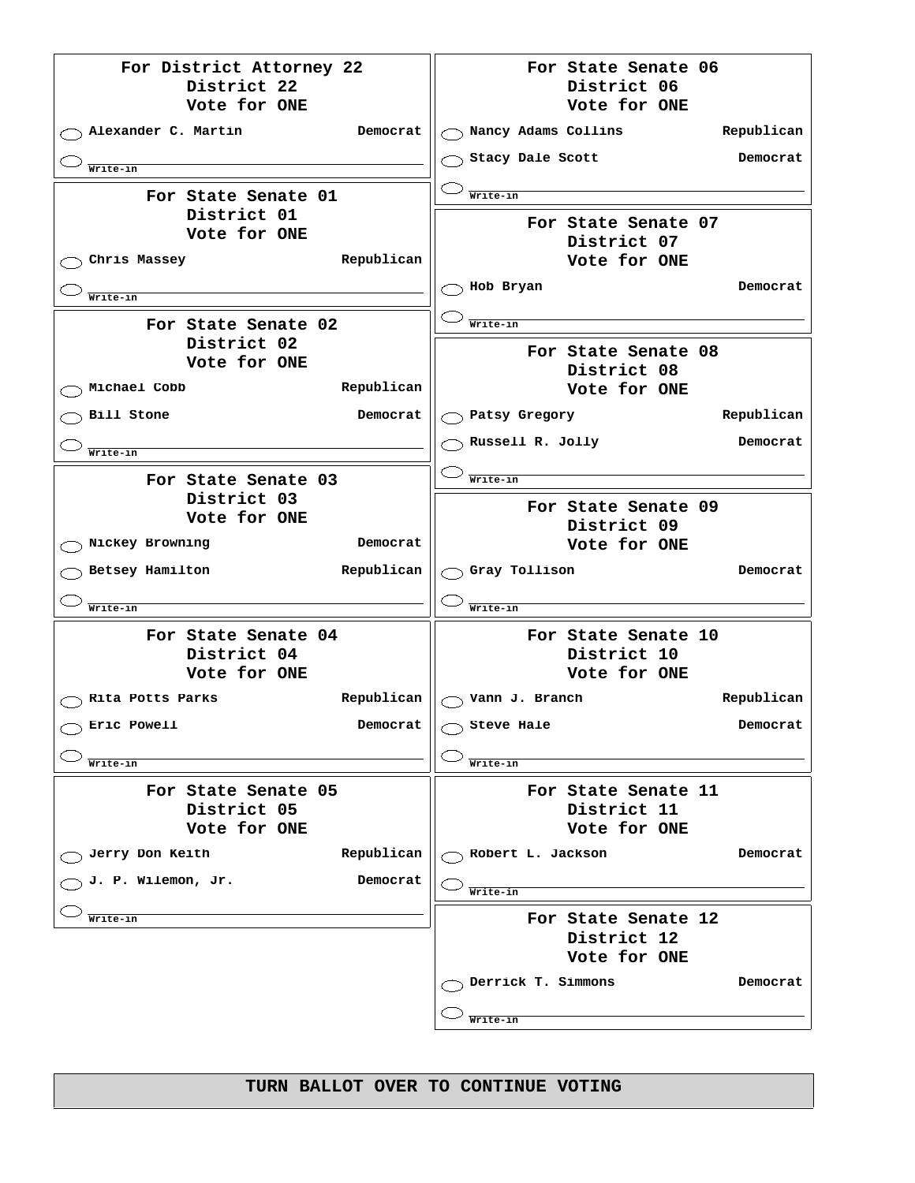### For District Attorney 22
District 22
Vote for ONE

- ◯ Alexander C. Martin — Democrat
- ◯ Write-in ____________

### For State Senate 01
District 01
Vote for ONE

- ◯ Chris Massey — Republican
- ◯ Write-in ____________

### For State Senate 02
District 02
Vote for ONE

- ◯ Michael Cobb — Republican
- ◯ Bill Stone — Democrat
- ◯ Write-in ____________

### For State Senate 03
District 03
Vote for ONE

- ◯ Nickey Browning — Democrat
- ◯ Betsey Hamilton — Republican
- ◯ Write-in ____________

### For State Senate 04
District 04
Vote for ONE

- ◯ Rita Potts Parks — Republican
- ◯ Eric Powell — Democrat
- ◯ Write-in ____________

### For State Senate 05
District 05
Vote for ONE

- ◯ Jerry Don Keith — Republican
- ◯ J. P. Wilemon, Jr. — Democrat
- ◯ Write-in ____________

### For State Senate 06
District 06
Vote for ONE

- ◯ Nancy Adams Collins — Republican
- ◯ Stacy Dale Scott — Democrat
- ◯ Write-in ____________

### For State Senate 07
District 07
Vote for ONE

- ◯ Hob Bryan — Democrat
- ◯ Write-in ____________

### For State Senate 08
District 08
Vote for ONE

- ◯ Patsy Gregory — Republican
- ◯ Russell R. Jolly — Democrat
- ◯ Write-in ____________

### For State Senate 09
District 09
Vote for ONE

- ◯ Gray Tollison — Democrat
- ◯ Write-in ____________

### For State Senate 10
District 10
Vote for ONE

- ◯ Vann J. Branch — Republican
- ◯ Steve Hale — Democrat
- ◯ Write-in ____________

### For State Senate 11
District 11
Vote for ONE

- ◯ Robert L. Jackson — Democrat
- ◯ Write-in ____________

### For State Senate 12
District 12
Vote for ONE

- ◯ Derrick T. Simmons — Democrat
- ◯ Write-in ____________

**TURN BALLOT OVER TO CONTINUE VOTING**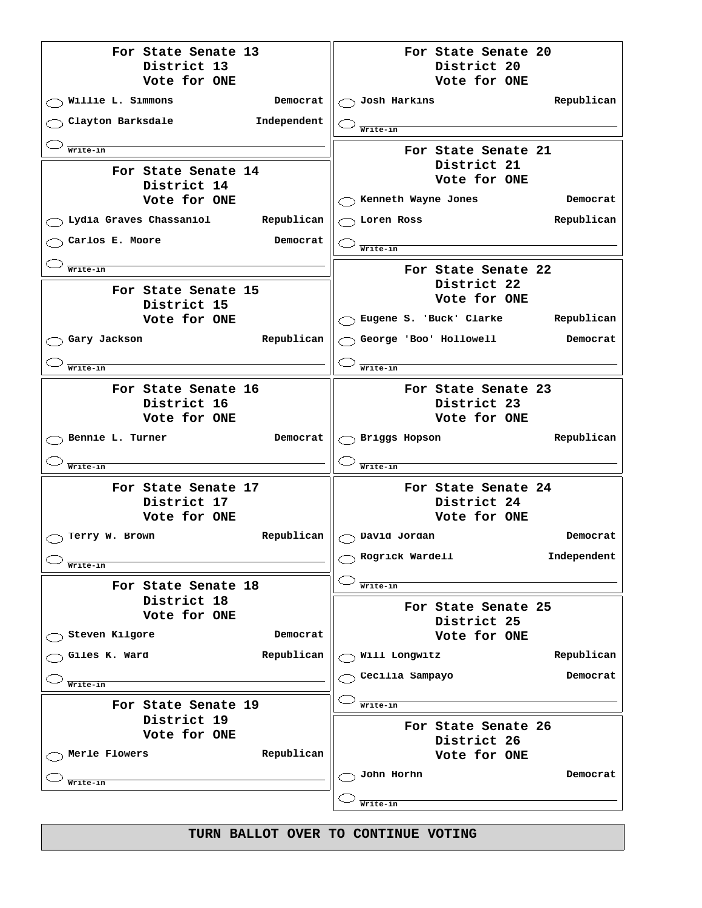## For State Senate 13
### District 13
### Vote for ONE

- ◯ Willie L. Simmons — Democrat
- ◯ Clayton Barksdale — Independent
- ◯ Write-in ____________

## For State Senate 14
### District 14
### Vote for ONE

- ◯ Lydia Graves Chassaniol — Republican
- ◯ Carlos E. Moore — Democrat
- ◯ Write-in ____________

## For State Senate 15
### District 15
### Vote for ONE

- ◯ Gary Jackson — Republican
- ◯ Write-in ____________

## For State Senate 16
### District 16
### Vote for ONE

- ◯ Bennie L. Turner — Democrat
- ◯ Write-in ____________

## For State Senate 17
### District 17
### Vote for ONE

- ◯ Terry W. Brown — Republican
- ◯ Write-in ____________

## For State Senate 18
### District 18
### Vote for ONE

- ◯ Steven Kilgore — Democrat
- ◯ Giles K. Ward — Republican
- ◯ Write-in ____________

## For State Senate 19
### District 19
### Vote for ONE

- ◯ Merle Flowers — Republican
- ◯ Write-in ____________

## For State Senate 20
### District 20
### Vote for ONE

- ◯ Josh Harkins — Republican
- ◯ Write-in ____________

## For State Senate 21
### District 21
### Vote for ONE

- ◯ Kenneth Wayne Jones — Democrat
- ◯ Loren Ross — Republican
- ◯ Write-in ____________

## For State Senate 22
### District 22
### Vote for ONE

- ◯ Eugene S. 'Buck' Clarke — Republican
- ◯ George 'Boo' Hollowell — Democrat
- ◯ Write-in ____________

## For State Senate 23
### District 23
### Vote for ONE

- ◯ Briggs Hopson — Republican
- ◯ Write-in ____________

## For State Senate 24
### District 24
### Vote for ONE

- ◯ David Jordan — Democrat
- ◯ Rogrick Wardell — Independent
- ◯ Write-in ____________

## For State Senate 25
### District 25
### Vote for ONE

- ◯ Will Longwitz — Republican
- ◯ Cecilia Sampayo — Democrat
- ◯ Write-in ____________

## For State Senate 26
### District 26
### Vote for ONE

- ◯ John Horhn — Democrat
- ◯ Write-in ____________

**TURN BALLOT OVER TO CONTINUE VOTING**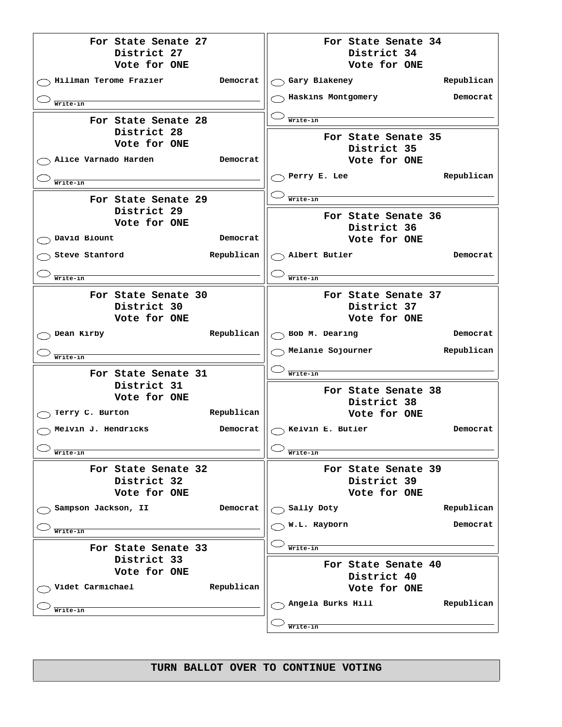### For State Senate 27
**District 27**
**Vote for ONE**

- ◯ Hillman Terome Frazier — Democrat
- ◯ Write-in ________________

### For State Senate 28
**District 28**
**Vote for ONE**

- ◯ Alice Varnado Harden — Democrat
- ◯ Write-in ________________

### For State Senate 29
**District 29**
**Vote for ONE**

- ◯ David Blount — Democrat
- ◯ Steve Stanford — Republican
- ◯ Write-in ________________

### For State Senate 30
**District 30**
**Vote for ONE**

- ◯ Dean Kirby — Republican
- ◯ Write-in ________________

### For State Senate 31
**District 31**
**Vote for ONE**

- ◯ Terry C. Burton — Republican
- ◯ Melvin J. Hendricks — Democrat
- ◯ Write-in ________________

### For State Senate 32
**District 32**
**Vote for ONE**

- ◯ Sampson Jackson, II — Democrat
- ◯ Write-in ________________

### For State Senate 33
**District 33**
**Vote for ONE**

- ◯ Videt Carmichael — Republican
- ◯ Write-in ________________

### For State Senate 34
**District 34**
**Vote for ONE**

- ◯ Gary Blakeney — Republican
- ◯ Haskins Montgomery — Democrat
- ◯ Write-in ________________

### For State Senate 35
**District 35**
**Vote for ONE**

- ◯ Perry E. Lee — Republican
- ◯ Write-in ________________

### For State Senate 36
**District 36**
**Vote for ONE**

- ◯ Albert Butler — Democrat
- ◯ Write-in ________________

### For State Senate 37
**District 37**
**Vote for ONE**

- ◯ Bob M. Dearing — Democrat
- ◯ Melanie Sojourner — Republican
- ◯ Write-in ________________

### For State Senate 38
**District 38**
**Vote for ONE**

- ◯ Kelvin E. Butler — Democrat
- ◯ Write-in ________________

### For State Senate 39
**District 39**
**Vote for ONE**

- ◯ Sally Doty — Republican
- ◯ W.L. Rayborn — Democrat
- ◯ Write-in ________________

### For State Senate 40
**District 40**
**Vote for ONE**

- ◯ Angela Burks Hill — Republican
- ◯ Write-in ________________

**TURN BALLOT OVER TO CONTINUE VOTING**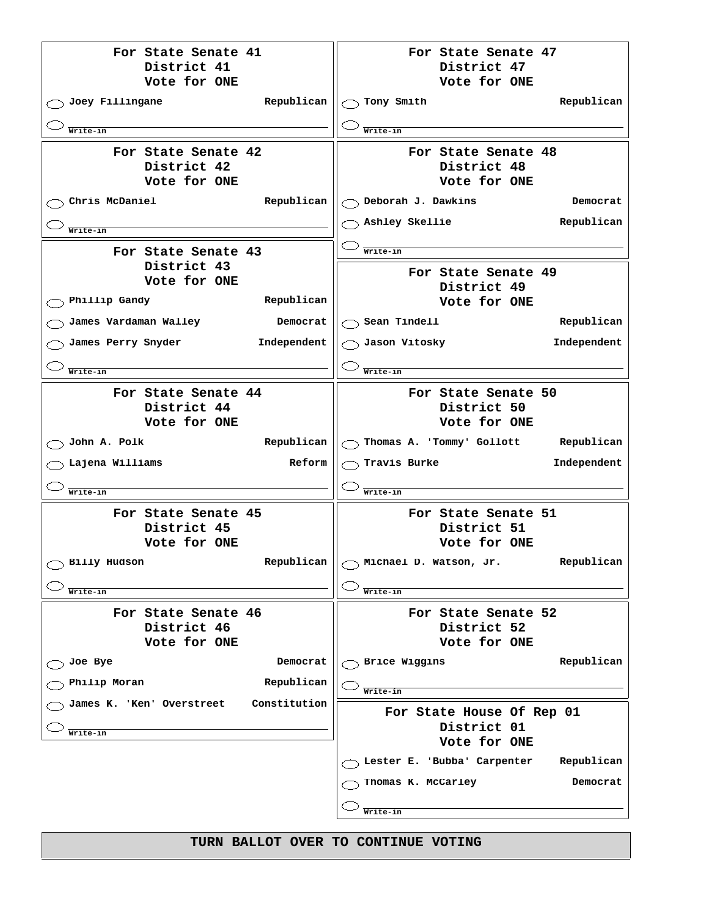**For State Senate 41**
**District 41**
**Vote for ONE**

- ◯ Joey Fillingane — Republican
- ◯ Write-in ________________

**For State Senate 42**
**District 42**
**Vote for ONE**

- ◯ Chris McDaniel — Republican
- ◯ Write-in ________________

**For State Senate 43**
**District 43**
**Vote for ONE**

- ◯ Phillip Gandy — Republican
- ◯ James Vardaman Walley — Democrat
- ◯ James Perry Snyder — Independent
- ◯ Write-in ________________

**For State Senate 44**
**District 44**
**Vote for ONE**

- ◯ John A. Polk — Republican
- ◯ Lajena Williams — Reform
- ◯ Write-in ________________

**For State Senate 45**
**District 45**
**Vote for ONE**

- ◯ Billy Hudson — Republican
- ◯ Write-in ________________

**For State Senate 46**
**District 46**
**Vote for ONE**

- ◯ Joe Bye — Democrat
- ◯ Philip Moran — Republican
- ◯ James K. 'Ken' Overstreet — Constitution
- ◯ Write-in ________________

**For State Senate 47**
**District 47**
**Vote for ONE**

- ◯ Tony Smith — Republican
- ◯ Write-in ________________

**For State Senate 48**
**District 48**
**Vote for ONE**

- ◯ Deborah J. Dawkins — Democrat
- ◯ Ashley Skellie — Republican
- ◯ Write-in ________________

**For State Senate 49**
**District 49**
**Vote for ONE**

- ◯ Sean Tindell — Republican
- ◯ Jason Vitosky — Independent
- ◯ Write-in ________________

**For State Senate 50**
**District 50**
**Vote for ONE**

- ◯ Thomas A. 'Tommy' Gollott — Republican
- ◯ Travis Burke — Independent
- ◯ Write-in ________________

**For State Senate 51**
**District 51**
**Vote for ONE**

- ◯ Michael D. Watson, Jr. — Republican
- ◯ Write-in ________________

**For State Senate 52**
**District 52**
**Vote for ONE**

- ◯ Brice Wiggins — Republican
- ◯ Write-in ________________

**For State House Of Rep 01**
**District 01**
**Vote for ONE**

- ◯ Lester E. 'Bubba' Carpenter — Republican
- ◯ Thomas K. McCarley — Democrat
- ◯ Write-in ________________

**TURN BALLOT OVER TO CONTINUE VOTING**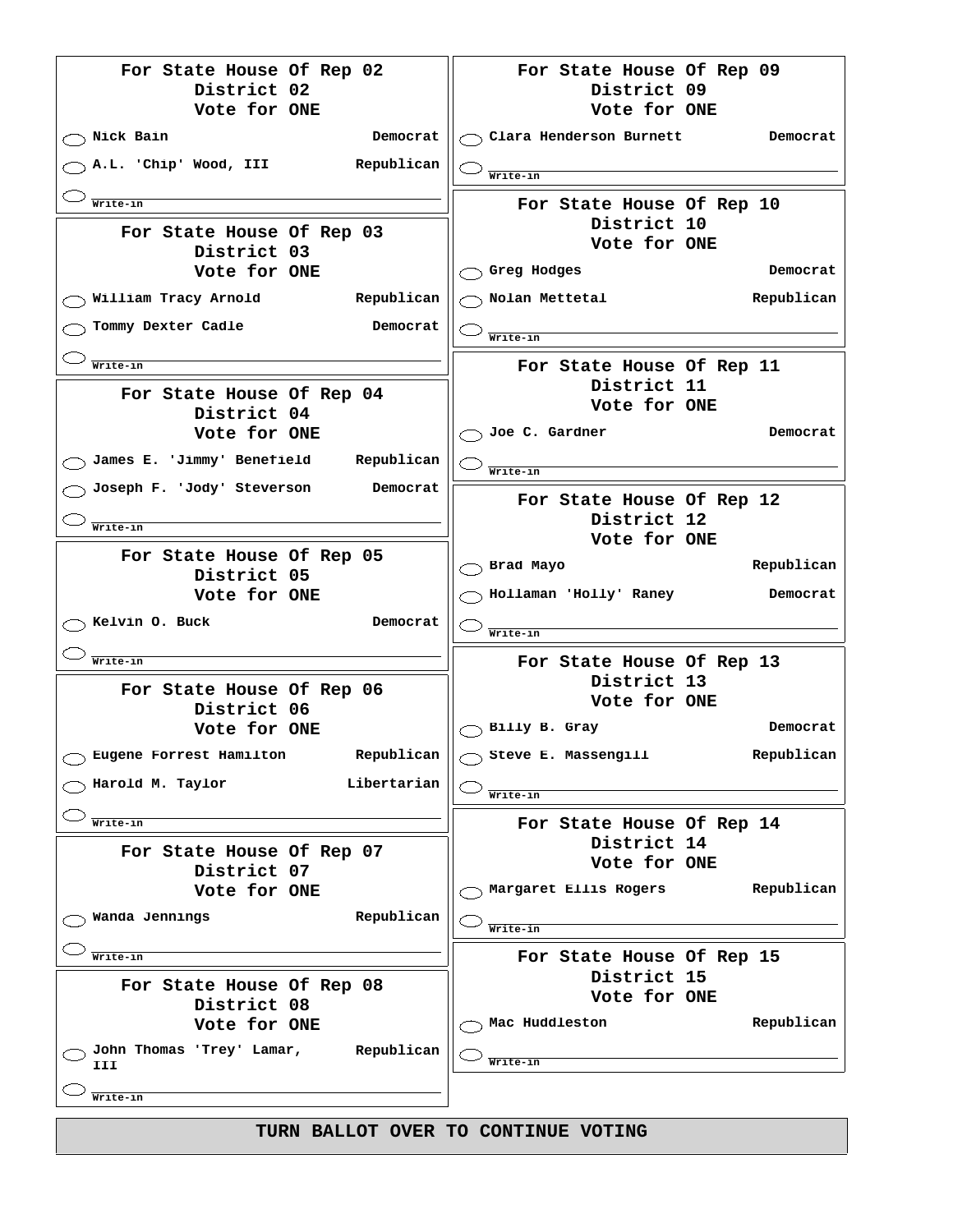## For State House Of Rep 02
District 02
Vote for ONE

- ◯ Nick Bain — Democrat
- ◯ A.L. 'Chip' Wood, III — Republican
- ◯ Write-in ____________

## For State House Of Rep 03
District 03
Vote for ONE

- ◯ William Tracy Arnold — Republican
- ◯ Tommy Dexter Cadle — Democrat
- ◯ Write-in ____________

## For State House Of Rep 04
District 04
Vote for ONE

- ◯ James E. 'Jimmy' Benefield — Republican
- ◯ Joseph F. 'Jody' Steverson — Democrat
- ◯ Write-in ____________

## For State House Of Rep 05
District 05
Vote for ONE

- ◯ Kelvin O. Buck — Democrat
- ◯ Write-in ____________

## For State House Of Rep 06
District 06
Vote for ONE

- ◯ Eugene Forrest Hamilton — Republican
- ◯ Harold M. Taylor — Libertarian
- ◯ Write-in ____________

## For State House Of Rep 07
District 07
Vote for ONE

- ◯ Wanda Jennings — Republican
- ◯ Write-in ____________

## For State House Of Rep 08
District 08
Vote for ONE

- ◯ John Thomas 'Trey' Lamar, III — Republican
- ◯ Write-in ____________

## For State House Of Rep 09
District 09
Vote for ONE

- ◯ Clara Henderson Burnett — Democrat
- ◯ Write-in ____________

## For State House Of Rep 10
District 10
Vote for ONE

- ◯ Greg Hodges — Democrat
- ◯ Nolan Mettetal — Republican
- ◯ Write-in ____________

## For State House Of Rep 11
District 11
Vote for ONE

- ◯ Joe C. Gardner — Democrat
- ◯ Write-in ____________

## For State House Of Rep 12
District 12
Vote for ONE

- ◯ Brad Mayo — Republican
- ◯ Hollaman 'Holly' Raney — Democrat
- ◯ Write-in ____________

## For State House Of Rep 13
District 13
Vote for ONE

- ◯ Billy B. Gray — Democrat
- ◯ Steve E. Massengill — Republican
- ◯ Write-in ____________

## For State House Of Rep 14
District 14
Vote for ONE

- ◯ Margaret Ellis Rogers — Republican
- ◯ Write-in ____________

## For State House Of Rep 15
District 15
Vote for ONE

- ◯ Mac Huddleston — Republican
- ◯ Write-in ____________

**TURN BALLOT OVER TO CONTINUE VOTING**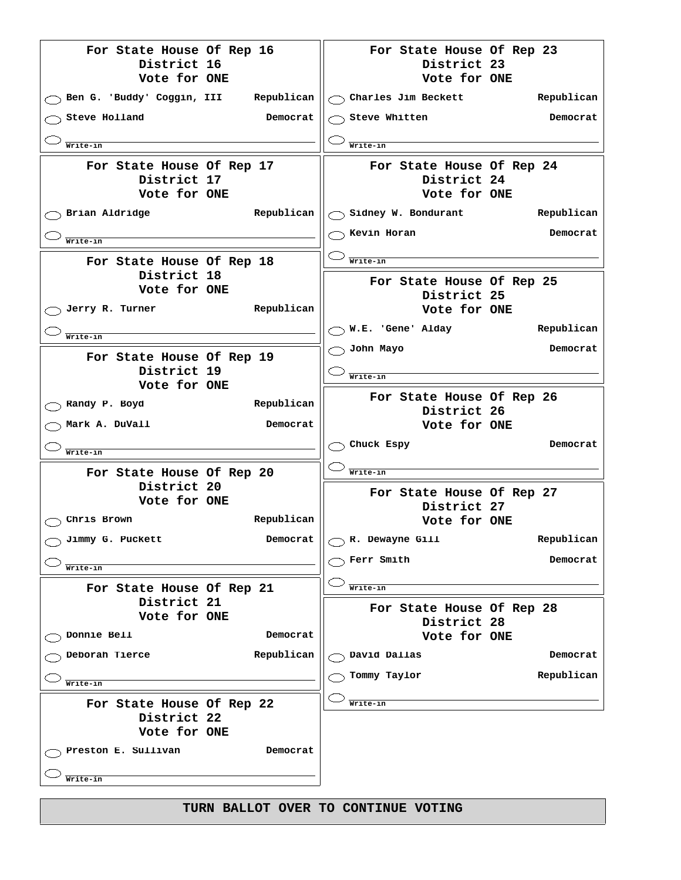## For State House Of Rep 16
**District 16**
**Vote for ONE**

- ◯ Ben G. 'Buddy' Coggin, III — Republican
- ◯ Steve Holland — Democrat
- ◯ Write-in ______________________

## For State House Of Rep 17
**District 17**
**Vote for ONE**

- ◯ Brian Aldridge — Republican
- ◯ Write-in ______________________

## For State House Of Rep 18
**District 18**
**Vote for ONE**

- ◯ Jerry R. Turner — Republican
- ◯ Write-in ______________________

## For State House Of Rep 19
**District 19**
**Vote for ONE**

- ◯ Randy P. Boyd — Republican
- ◯ Mark A. DuVall — Democrat
- ◯ Write-in ______________________

## For State House Of Rep 20
**District 20**
**Vote for ONE**

- ◯ Chris Brown — Republican
- ◯ Jimmy G. Puckett — Democrat
- ◯ Write-in ______________________

## For State House Of Rep 21
**District 21**
**Vote for ONE**

- ◯ Donnie Bell — Democrat
- ◯ Deborah Tierce — Republican
- ◯ Write-in ______________________

## For State House Of Rep 22
**District 22**
**Vote for ONE**

- ◯ Preston E. Sullivan — Democrat
- ◯ Write-in ______________________

## For State House Of Rep 23
**District 23**
**Vote for ONE**

- ◯ Charles Jim Beckett — Republican
- ◯ Steve Whitten — Democrat
- ◯ Write-in ______________________

## For State House Of Rep 24
**District 24**
**Vote for ONE**

- ◯ Sidney W. Bondurant — Republican
- ◯ Kevin Horan — Democrat
- ◯ Write-in ______________________

## For State House Of Rep 25
**District 25**
**Vote for ONE**

- ◯ W.E. 'Gene' Alday — Republican
- ◯ John Mayo — Democrat
- ◯ Write-in ______________________

## For State House Of Rep 26
**District 26**
**Vote for ONE**

- ◯ Chuck Espy — Democrat
- ◯ Write-in ______________________

## For State House Of Rep 27
**District 27**
**Vote for ONE**

- ◯ R. Dewayne Gill — Republican
- ◯ Ferr Smith — Democrat
- ◯ Write-in ______________________

## For State House Of Rep 28
**District 28**
**Vote for ONE**

- ◯ David Dallas — Democrat
- ◯ Tommy Taylor — Republican
- ◯ Write-in ______________________

**TURN BALLOT OVER TO CONTINUE VOTING**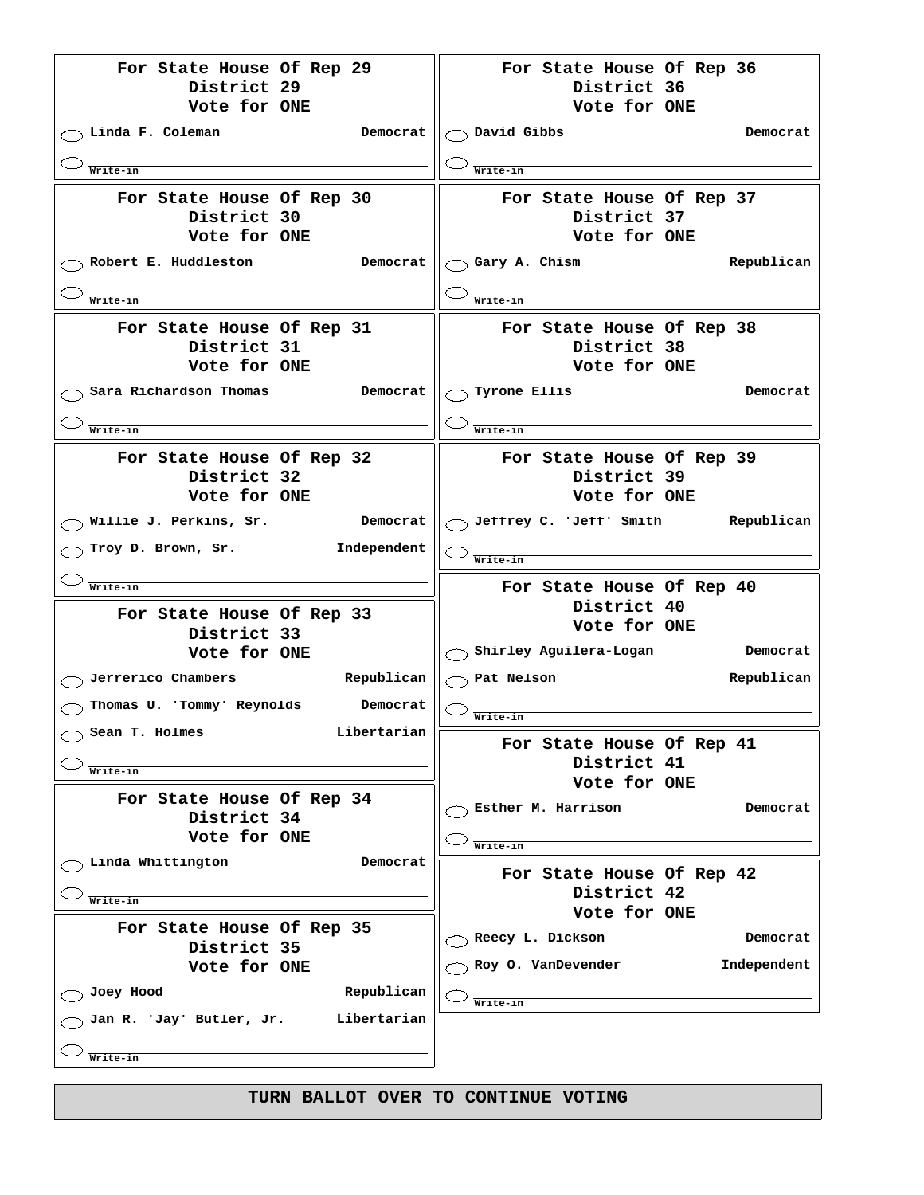**For State House Of Rep 29**
**District 29**
**Vote for ONE**

- Linda F. Coleman — Democrat
- Write-in

**For State House Of Rep 30**
**District 30**
**Vote for ONE**

- Robert E. Huddleston — Democrat
- Write-in

**For State House Of Rep 31**
**District 31**
**Vote for ONE**

- Sara Richardson Thomas — Democrat
- Write-in

**For State House Of Rep 32**
**District 32**
**Vote for ONE**

- Willie J. Perkins, Sr. — Democrat
- Troy D. Brown, Sr. — Independent
- Write-in

**For State House Of Rep 33**
**District 33**
**Vote for ONE**

- Jefferico Chambers — Republican
- Thomas U. 'Tommy' Reynolds — Democrat
- Sean T. Holmes — Libertarian
- Write-in

**For State House Of Rep 34**
**District 34**
**Vote for ONE**

- Linda Whittington — Democrat
- Write-in

**For State House Of Rep 35**
**District 35**
**Vote for ONE**

- Joey Hood — Republican
- Jan R. 'Jay' Butler, Jr. — Libertarian
- Write-in

**For State House Of Rep 36**
**District 36**
**Vote for ONE**

- David Gibbs — Democrat
- Write-in

**For State House Of Rep 37**
**District 37**
**Vote for ONE**

- Gary A. Chism — Republican
- Write-in

**For State House Of Rep 38**
**District 38**
**Vote for ONE**

- Tyrone Ellis — Democrat
- Write-in

**For State House Of Rep 39**
**District 39**
**Vote for ONE**

- Jeffrey C. 'Jeff' Smith — Republican
- Write-in

**For State House Of Rep 40**
**District 40**
**Vote for ONE**

- Shirley Aguilera-Logan — Democrat
- Pat Nelson — Republican
- Write-in

**For State House Of Rep 41**
**District 41**
**Vote for ONE**

- Esther M. Harrison — Democrat
- Write-in

**For State House Of Rep 42**
**District 42**
**Vote for ONE**

- Reecy L. Dickson — Democrat
- Roy O. VanDevender — Independent
- Write-in

**TURN BALLOT OVER TO CONTINUE VOTING**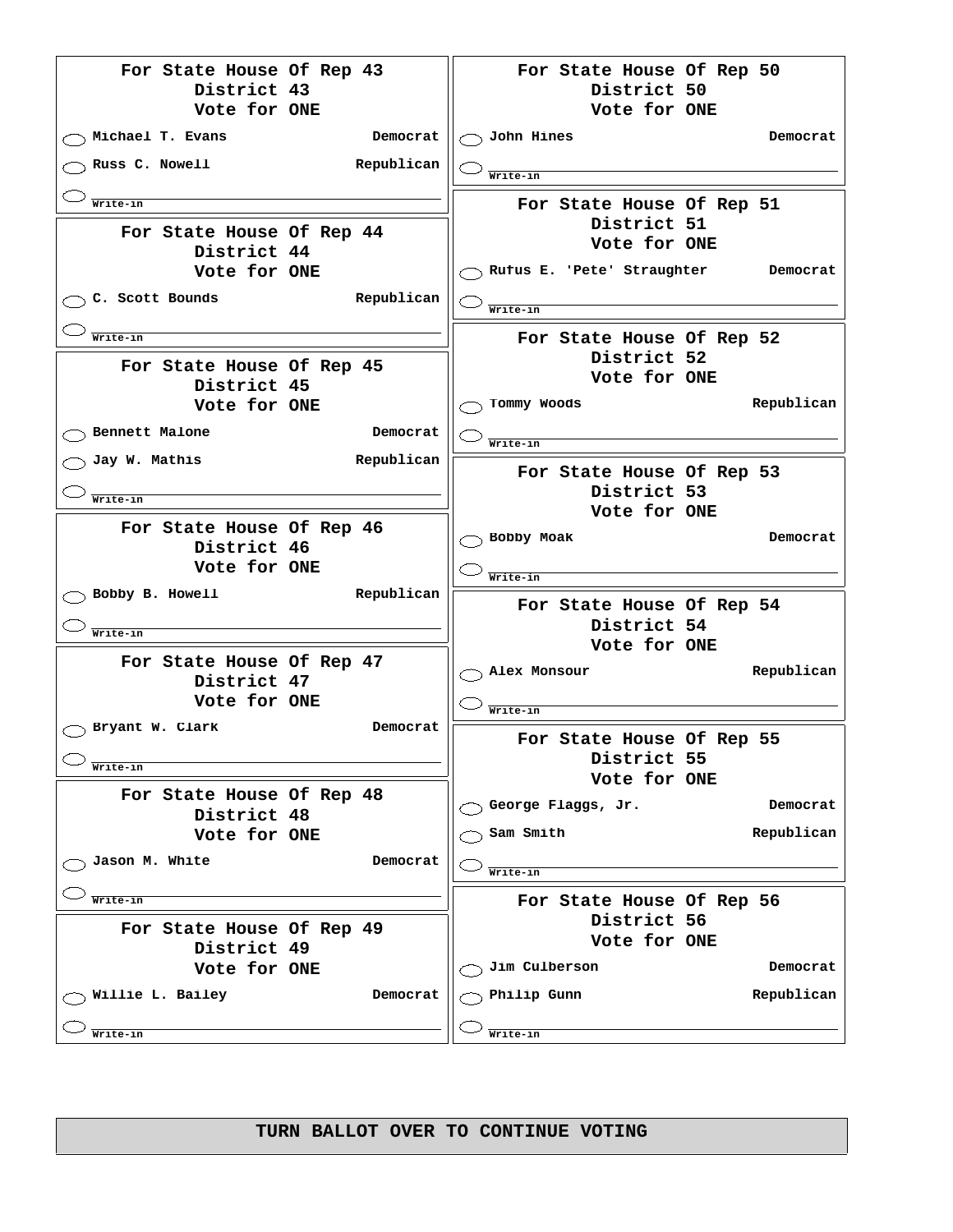## For State House Of Rep 43
**District 43**
**Vote for ONE**

- ⬭ Michael T. Evans — Democrat
- ⬭ Russ C. Nowell — Republican
- ⬭ ______________ Write-in

## For State House Of Rep 44
**District 44**
**Vote for ONE**

- ⬭ C. Scott Bounds — Republican
- ⬭ ______________ Write-in

## For State House Of Rep 45
**District 45**
**Vote for ONE**

- ⬭ Bennett Malone — Democrat
- ⬭ Jay W. Mathis — Republican
- ⬭ ______________ Write-in

## For State House Of Rep 46
**District 46**
**Vote for ONE**

- ⬭ Bobby B. Howell — Republican
- ⬭ ______________ Write-in

## For State House Of Rep 47
**District 47**
**Vote for ONE**

- ⬭ Bryant W. Clark — Democrat
- ⬭ ______________ Write-in

## For State House Of Rep 48
**District 48**
**Vote for ONE**

- ⬭ Jason M. White — Democrat
- ⬭ ______________ Write-in

## For State House Of Rep 49
**District 49**
**Vote for ONE**

- ⬭ Willie L. Bailey — Democrat
- ⬭ ______________ Write-in

## For State House Of Rep 50
**District 50**
**Vote for ONE**

- ⬭ John Hines — Democrat
- ⬭ ______________ Write-in

## For State House Of Rep 51
**District 51**
**Vote for ONE**

- ⬭ Rufus E. 'Pete' Straughter — Democrat
- ⬭ ______________ Write-in

## For State House Of Rep 52
**District 52**
**Vote for ONE**

- ⬭ Tommy Woods — Republican
- ⬭ ______________ Write-in

## For State House Of Rep 53
**District 53**
**Vote for ONE**

- ⬭ Bobby Moak — Democrat
- ⬭ ______________ Write-in

## For State House Of Rep 54
**District 54**
**Vote for ONE**

- ⬭ Alex Monsour — Republican
- ⬭ ______________ Write-in

## For State House Of Rep 55
**District 55**
**Vote for ONE**

- ⬭ George Flaggs, Jr. — Democrat
- ⬭ Sam Smith — Republican
- ⬭ ______________ Write-in

## For State House Of Rep 56
**District 56**
**Vote for ONE**

- ⬭ Jim Culberson — Democrat
- ⬭ Philip Gunn — Republican
- ⬭ ______________ Write-in

**TURN BALLOT OVER TO CONTINUE VOTING**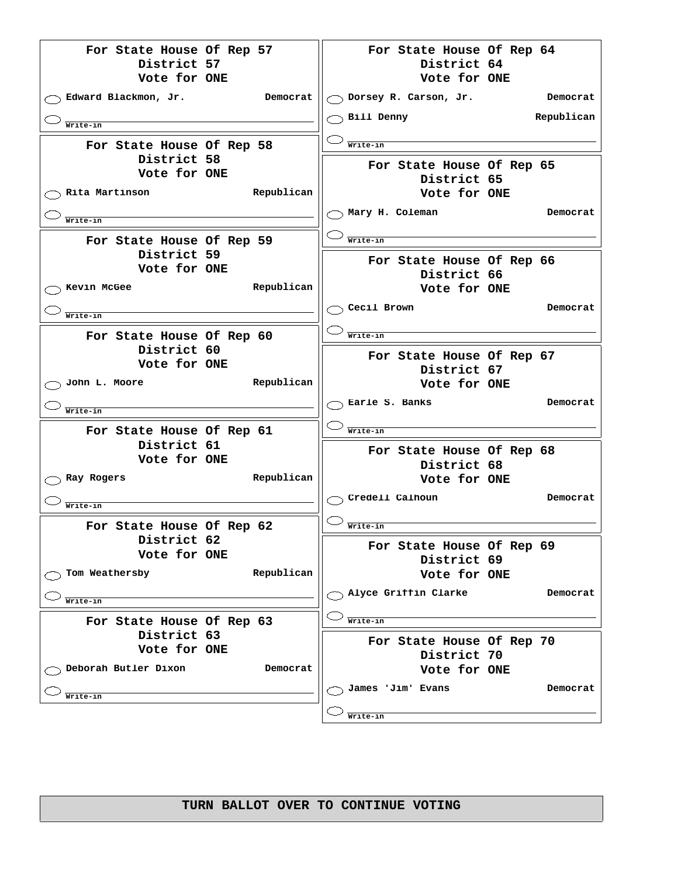## For State House Of Rep 57
District 57
Vote for ONE

- ◯ Edward Blackmon, Jr. — Democrat
- ◯ Write-in ____________

## For State House Of Rep 58
District 58
Vote for ONE

- ◯ Rita Martinson — Republican
- ◯ Write-in ____________

## For State House Of Rep 59
District 59
Vote for ONE

- ◯ Kevin McGee — Republican
- ◯ Write-in ____________

## For State House Of Rep 60
District 60
Vote for ONE

- ◯ John L. Moore — Republican
- ◯ Write-in ____________

## For State House Of Rep 61
District 61
Vote for ONE

- ◯ Ray Rogers — Republican
- ◯ Write-in ____________

## For State House Of Rep 62
District 62
Vote for ONE

- ◯ Tom Weathersby — Republican
- ◯ Write-in ____________

## For State House Of Rep 63
District 63
Vote for ONE

- ◯ Deborah Butler Dixon — Democrat
- ◯ Write-in ____________

## For State House Of Rep 64
District 64
Vote for ONE

- ◯ Dorsey R. Carson, Jr. — Democrat
- ◯ Bill Denny — Republican
- ◯ Write-in ____________

## For State House Of Rep 65
District 65
Vote for ONE

- ◯ Mary H. Coleman — Democrat
- ◯ Write-in ____________

## For State House Of Rep 66
District 66
Vote for ONE

- ◯ Cecil Brown — Democrat
- ◯ Write-in ____________

## For State House Of Rep 67
District 67
Vote for ONE

- ◯ Earle S. Banks — Democrat
- ◯ Write-in ____________

## For State House Of Rep 68
District 68
Vote for ONE

- ◯ Credell Calhoun — Democrat
- ◯ Write-in ____________

## For State House Of Rep 69
District 69
Vote for ONE

- ◯ Alyce Griffin Clarke — Democrat
- ◯ Write-in ____________

## For State House Of Rep 70
District 70
Vote for ONE

- ◯ James 'Jim' Evans — Democrat
- ◯ Write-in ____________

**TURN BALLOT OVER TO CONTINUE VOTING**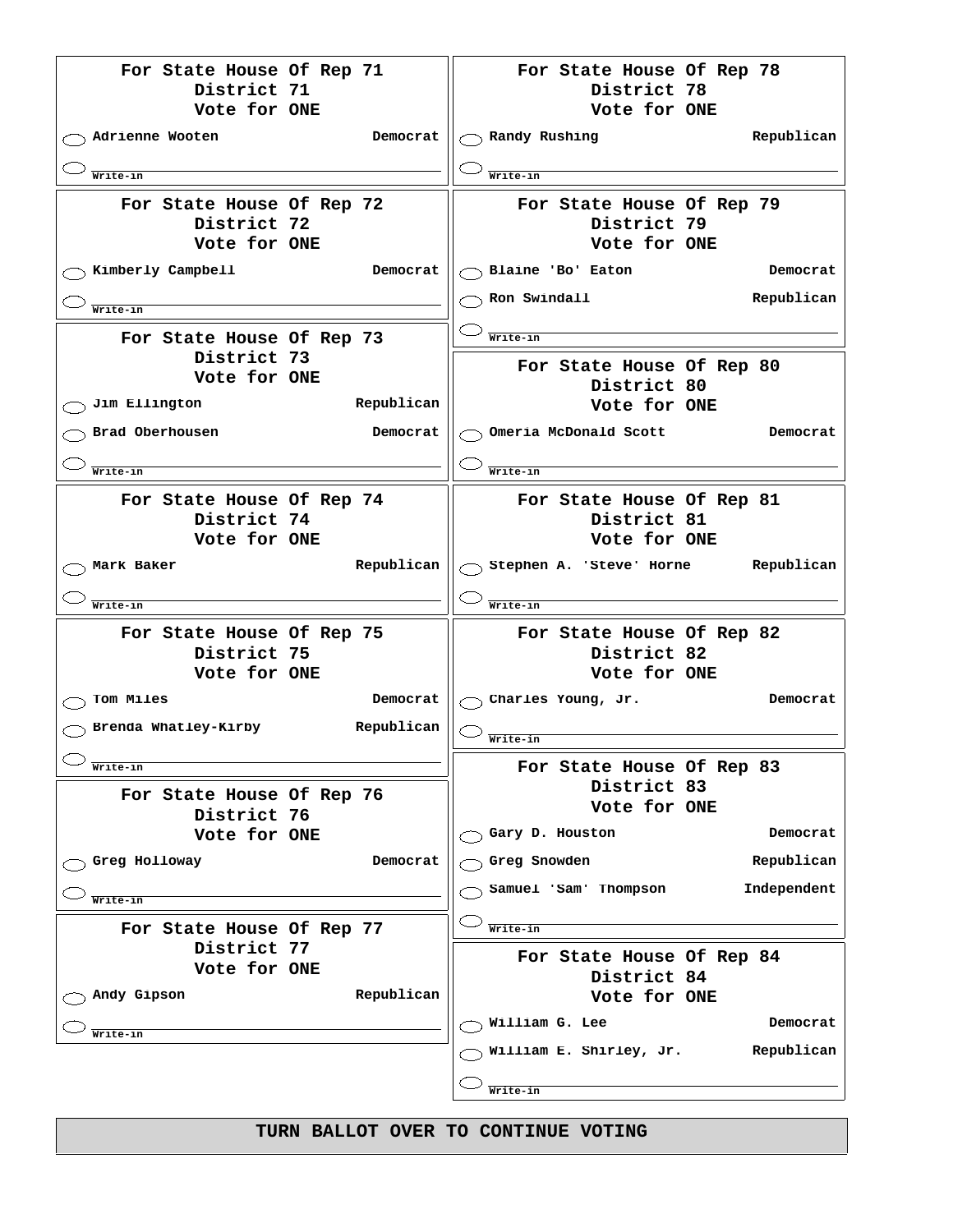**For State House Of Rep 71**
**District 71**
**Vote for ONE**

- ◯ Adrienne Wooten — Democrat
- ◯ Write-in ____________

**For State House Of Rep 72**
**District 72**
**Vote for ONE**

- ◯ Kimberly Campbell — Democrat
- ◯ Write-in ____________

**For State House Of Rep 73**
**District 73**
**Vote for ONE**

- ◯ Jim Ellington — Republican
- ◯ Brad Oberhousen — Democrat
- ◯ Write-in ____________

**For State House Of Rep 74**
**District 74**
**Vote for ONE**

- ◯ Mark Baker — Republican
- ◯ Write-in ____________

**For State House Of Rep 75**
**District 75**
**Vote for ONE**

- ◯ Tom Miles — Democrat
- ◯ Brenda Whatley-Kirby — Republican
- ◯ Write-in ____________

**For State House Of Rep 76**
**District 76**
**Vote for ONE**

- ◯ Greg Holloway — Democrat
- ◯ Write-in ____________

**For State House Of Rep 77**
**District 77**
**Vote for ONE**

- ◯ Andy Gipson — Republican
- ◯ Write-in ____________

**For State House Of Rep 78**
**District 78**
**Vote for ONE**

- ◯ Randy Rushing — Republican
- ◯ Write-in ____________

**For State House Of Rep 79**
**District 79**
**Vote for ONE**

- ◯ Blaine 'Bo' Eaton — Democrat
- ◯ Ron Swindall — Republican
- ◯ Write-in ____________

**For State House Of Rep 80**
**District 80**
**Vote for ONE**

- ◯ Omeria McDonald Scott — Democrat
- ◯ Write-in ____________

**For State House Of Rep 81**
**District 81**
**Vote for ONE**

- ◯ Stephen A. 'Steve' Horne — Republican
- ◯ Write-in ____________

**For State House Of Rep 82**
**District 82**
**Vote for ONE**

- ◯ Charles Young, Jr. — Democrat
- ◯ Write-in ____________

**For State House Of Rep 83**
**District 83**
**Vote for ONE**

- ◯ Gary D. Houston — Democrat
- ◯ Greg Snowden — Republican
- ◯ Samuel 'Sam' Thompson — Independent
- ◯ Write-in ____________

**For State House Of Rep 84**
**District 84**
**Vote for ONE**

- ◯ William G. Lee — Democrat
- ◯ William E. Shirley, Jr. — Republican
- ◯ Write-in ____________

**TURN BALLOT OVER TO CONTINUE VOTING**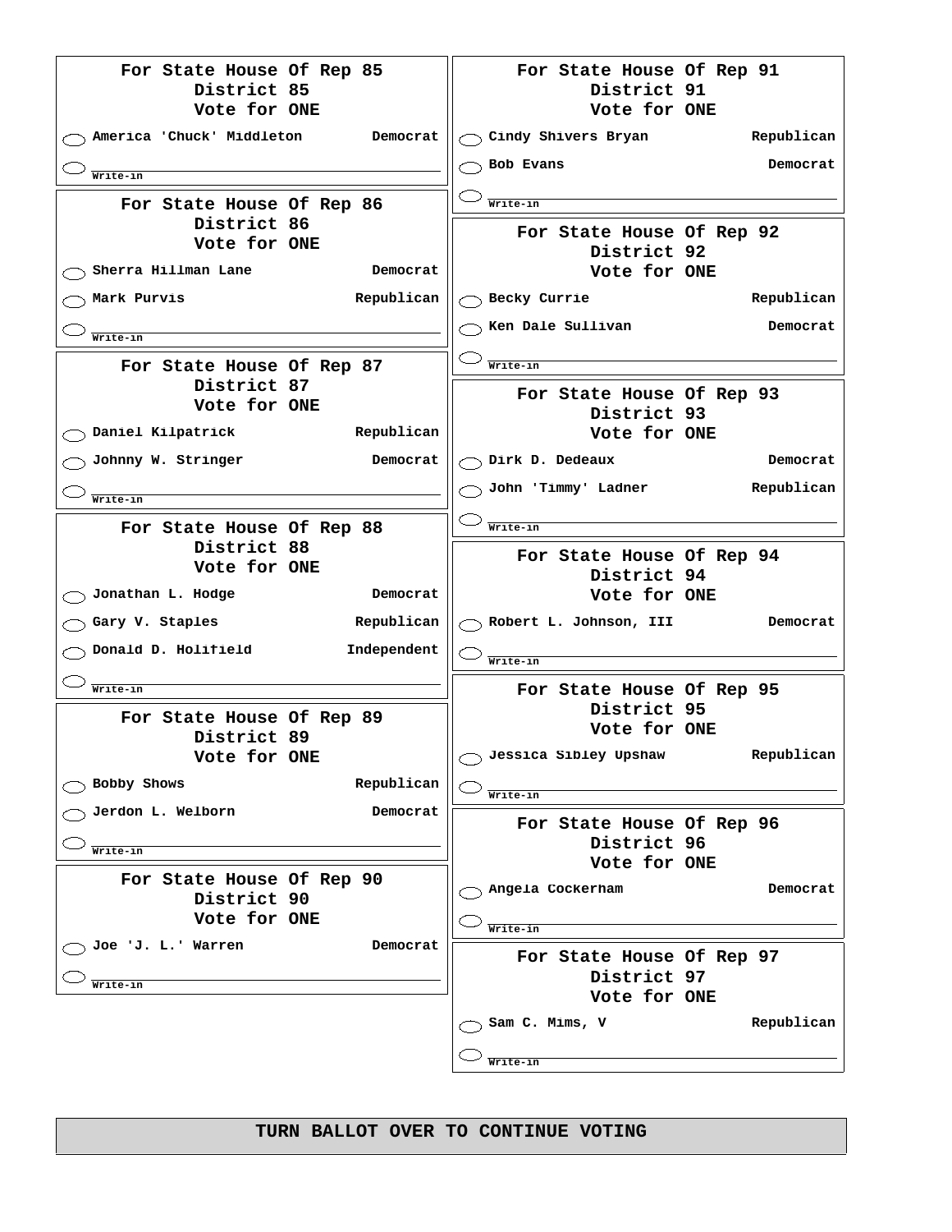## For State House Of Rep 85
### District 85
### Vote for ONE

- America 'Chuck' Middleton — Democrat
- Write-in

## For State House Of Rep 86
### District 86
### Vote for ONE

- Sherra Hillman Lane — Democrat
- Mark Purvis — Republican
- Write-in

## For State House Of Rep 87
### District 87
### Vote for ONE

- Daniel Kilpatrick — Republican
- Johnny W. Stringer — Democrat
- Write-in

## For State House Of Rep 88
### District 88
### Vote for ONE

- Jonathan L. Hodge — Democrat
- Gary V. Staples — Republican
- Donald D. Holifield — Independent
- Write-in

## For State House Of Rep 89
### District 89
### Vote for ONE

- Bobby Shows — Republican
- Jerdon L. Welborn — Democrat
- Write-in

## For State House Of Rep 90
### District 90
### Vote for ONE

- Joe 'J. L.' Warren — Democrat
- Write-in

## For State House Of Rep 91
### District 91
### Vote for ONE

- Cindy Shivers Bryan — Republican
- Bob Evans — Democrat
- Write-in

## For State House Of Rep 92
### District 92
### Vote for ONE

- Becky Currie — Republican
- Ken Dale Sullivan — Democrat
- Write-in

## For State House Of Rep 93
### District 93
### Vote for ONE

- Dirk D. Dedeaux — Democrat
- John 'Timmy' Ladner — Republican
- Write-in

## For State House Of Rep 94
### District 94
### Vote for ONE

- Robert L. Johnson, III — Democrat
- Write-in

## For State House Of Rep 95
### District 95
### Vote for ONE

- Jessica Sibley Upshaw — Republican
- Write-in

## For State House Of Rep 96
### District 96
### Vote for ONE

- Angela Cockerham — Democrat
- Write-in

## For State House Of Rep 97
### District 97
### Vote for ONE

- Sam C. Mims, V — Republican
- Write-in

**TURN BALLOT OVER TO CONTINUE VOTING**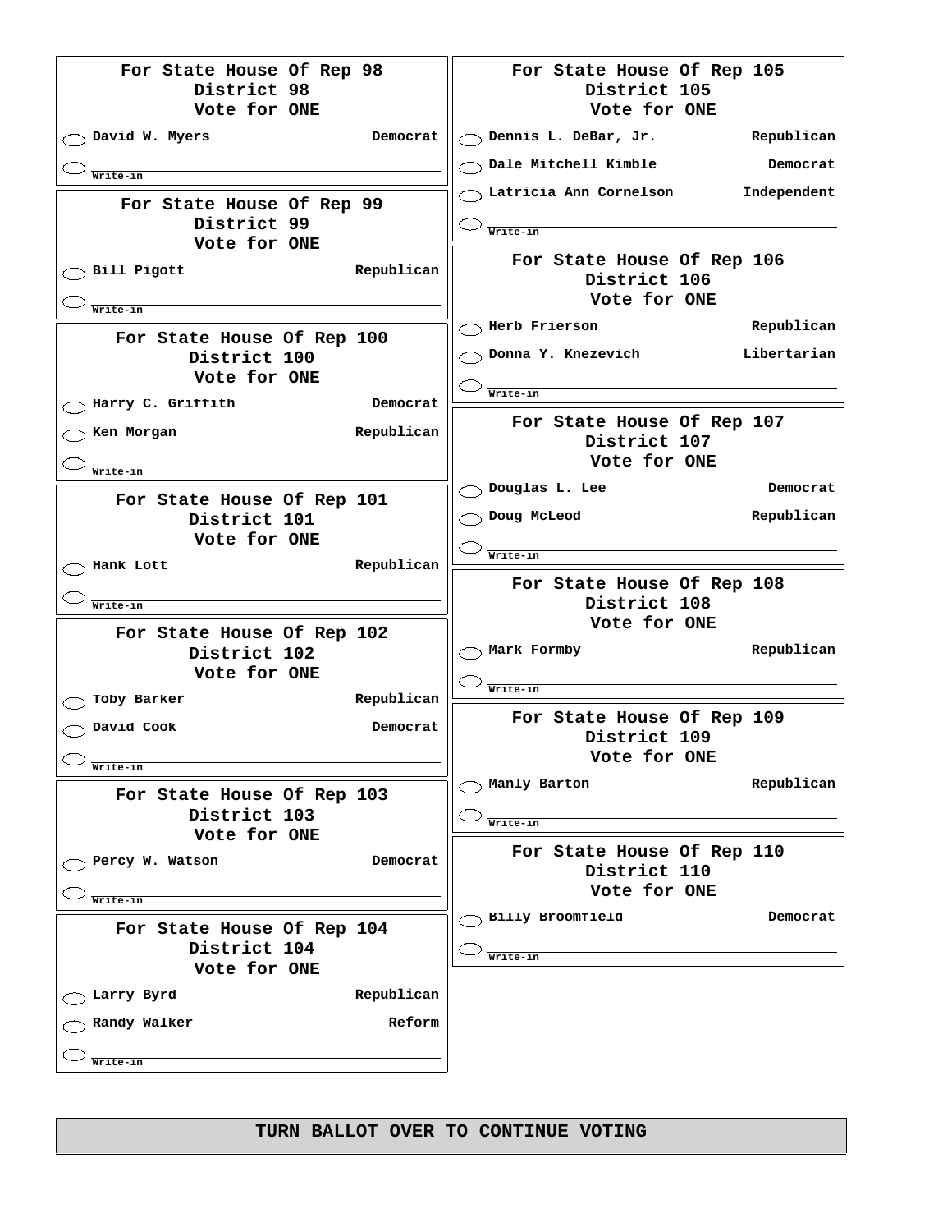### For State House Of Rep 98
### District 98
### Vote for ONE

- ⬭ David W. Myers — Democrat
- ⬭ Write-in ________

### For State House Of Rep 99
### District 99
### Vote for ONE

- ⬭ Bill Pigott — Republican
- ⬭ Write-in ________

### For State House Of Rep 100
### District 100
### Vote for ONE

- ⬭ Harry C. Griffith — Democrat
- ⬭ Ken Morgan — Republican
- ⬭ Write-in ________

### For State House Of Rep 101
### District 101
### Vote for ONE

- ⬭ Hank Lott — Republican
- ⬭ Write-in ________

### For State House Of Rep 102
### District 102
### Vote for ONE

- ⬭ Toby Barker — Republican
- ⬭ David Cook — Democrat
- ⬭ Write-in ________

### For State House Of Rep 103
### District 103
### Vote for ONE

- ⬭ Percy W. Watson — Democrat
- ⬭ Write-in ________

### For State House Of Rep 104
### District 104
### Vote for ONE

- ⬭ Larry Byrd — Republican
- ⬭ Randy Walker — Reform
- ⬭ Write-in ________

### For State House Of Rep 105
### District 105
### Vote for ONE

- ⬭ Dennis L. DeBar, Jr. — Republican
- ⬭ Dale Mitchell Kimble — Democrat
- ⬭ Latricia Ann Cornelson — Independent
- ⬭ Write-in ________

### For State House Of Rep 106
### District 106
### Vote for ONE

- ⬭ Herb Frierson — Republican
- ⬭ Donna Y. Knezevich — Libertarian
- ⬭ Write-in ________

### For State House Of Rep 107
### District 107
### Vote for ONE

- ⬭ Douglas L. Lee — Democrat
- ⬭ Doug McLeod — Republican
- ⬭ Write-in ________

### For State House Of Rep 108
### District 108
### Vote for ONE

- ⬭ Mark Formby — Republican
- ⬭ Write-in ________

### For State House Of Rep 109
### District 109
### Vote for ONE

- ⬭ Manly Barton — Republican
- ⬭ Write-in ________

### For State House Of Rep 110
### District 110
### Vote for ONE

- ⬭ Billy Broomfield — Democrat
- ⬭ Write-in ________

**TURN BALLOT OVER TO CONTINUE VOTING**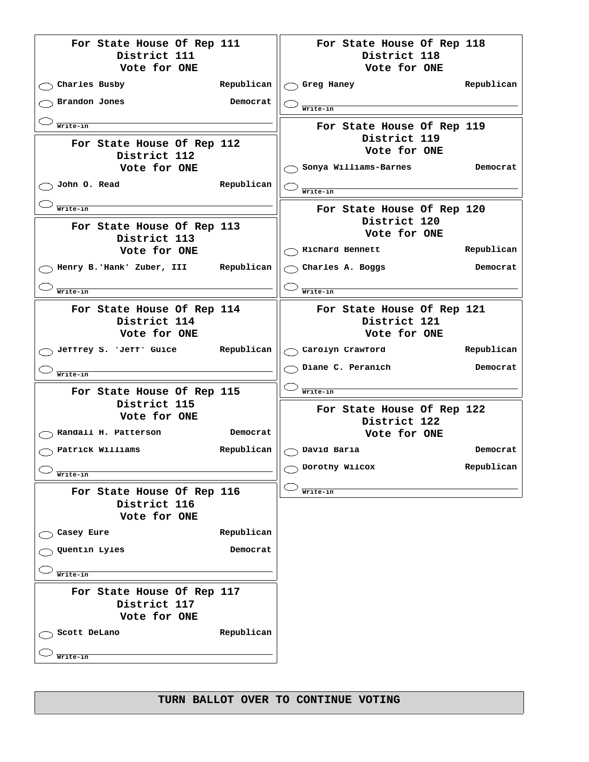## For State House Of Rep 111
District 111
Vote for ONE

- ◯ Charles Busby — Republican
- ◯ Brandon Jones — Democrat
- ◯ Write-in ____________

## For State House Of Rep 112
District 112
Vote for ONE

- ◯ John O. Read — Republican
- ◯ Write-in ____________

## For State House Of Rep 113
District 113
Vote for ONE

- ◯ Henry B.'Hank' Zuber, III — Republican
- ◯ Write-in ____________

## For State House Of Rep 114
District 114
Vote for ONE

- ◯ Jeffrey S. 'Jeff' Guice — Republican
- ◯ Write-in ____________

## For State House Of Rep 115
District 115
Vote for ONE

- ◯ Randall H. Patterson — Democrat
- ◯ Patrick Williams — Republican
- ◯ Write-in ____________

## For State House Of Rep 116
District 116
Vote for ONE

- ◯ Casey Eure — Republican
- ◯ Quentin Lyles — Democrat
- ◯ Write-in ____________

## For State House Of Rep 117
District 117
Vote for ONE

- ◯ Scott DeLano — Republican
- ◯ Write-in ____________

## For State House Of Rep 118
District 118
Vote for ONE

- ◯ Greg Haney — Republican
- ◯ Write-in ____________

## For State House Of Rep 119
District 119
Vote for ONE

- ◯ Sonya Williams-Barnes — Democrat
- ◯ Write-in ____________

## For State House Of Rep 120
District 120
Vote for ONE

- ◯ Richard Bennett — Republican
- ◯ Charles A. Boggs — Democrat
- ◯ Write-in ____________

## For State House Of Rep 121
District 121
Vote for ONE

- ◯ Carolyn Crawford — Republican
- ◯ Diane C. Peranich — Democrat
- ◯ Write-in ____________

## For State House Of Rep 122
District 122
Vote for ONE

- ◯ David Baria — Democrat
- ◯ Dorothy Wilcox — Republican
- ◯ Write-in ____________

**TURN BALLOT OVER TO CONTINUE VOTING**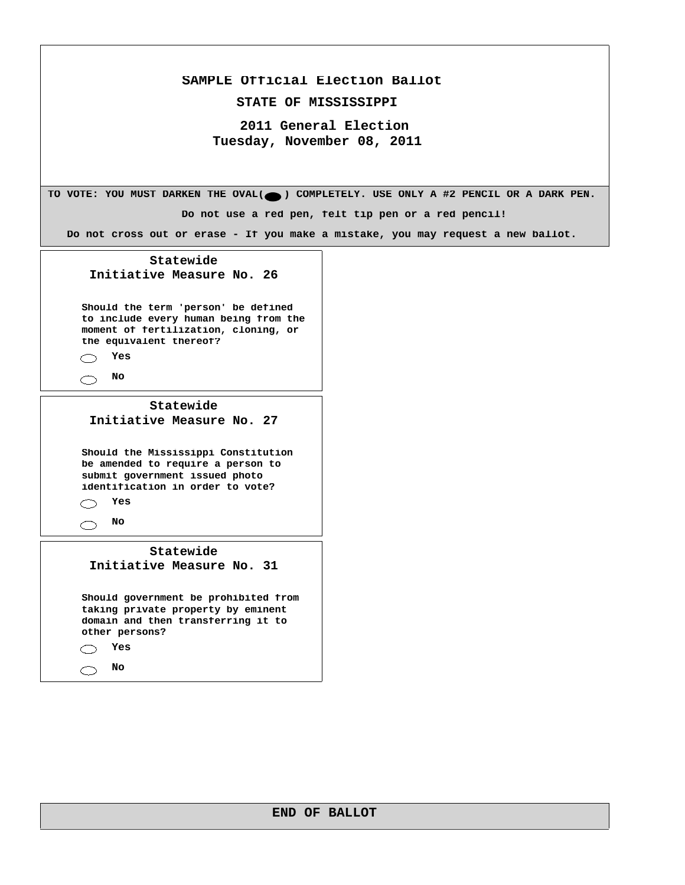# SAMPLE Official Election Ballot

## STATE OF MISSISSIPPI

### 2011 General Election
### Tuesday, November 08, 2011

**TO VOTE: YOU MUST DARKEN THE OVAL( ) COMPLETELY. USE ONLY A #2 PENCIL OR A DARK PEN.**

**Do not use a red pen, felt tip pen or a red pencil!**

**Do not cross out or erase - If you make a mistake, you may request a new ballot.**

## Statewide
## Initiative Measure No. 26

**Should the term 'person' be defined to include every human being from the moment of fertilization, cloning, or the equivalent thereof?**

- ⬭ **Yes**
- ⬭ **No**

## Statewide
## Initiative Measure No. 27

**Should the Mississippi Constitution be amended to require a person to submit government issued photo identification in order to vote?**

- ⬭ **Yes**
- ⬭ **No**

## Statewide
## Initiative Measure No. 31

**Should government be prohibited from taking private property by eminent domain and then transferring it to other persons?**

- ⬭ **Yes**
- ⬭ **No**

**END OF BALLOT**